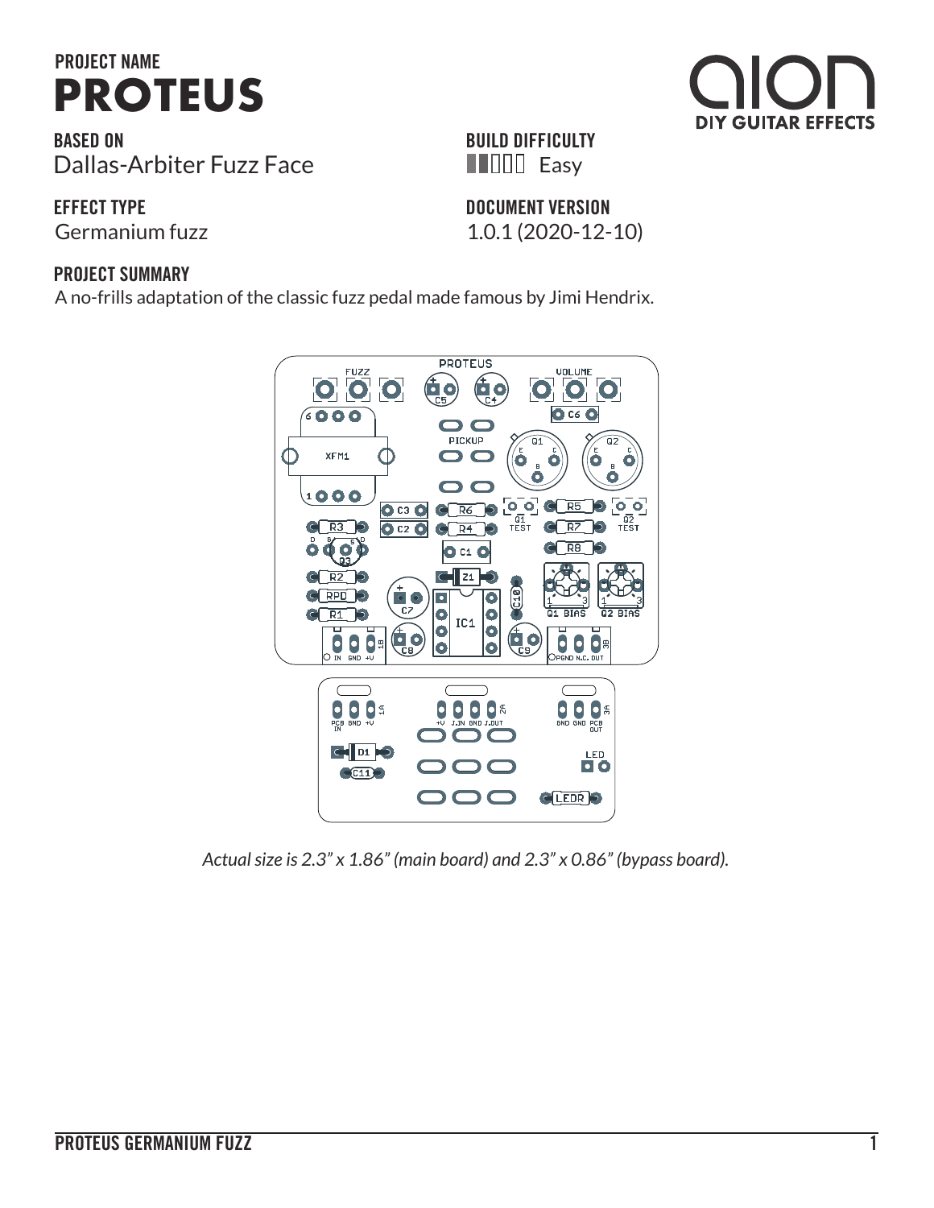PROJECT NAME

# PROTEUS

**BASED ON**
Dallas-Arbiter Fuzz Face

**BUILD DIFFICULTY**
Easy

**EFFECT TYPE**
Germanium fuzz

**DOCUMENT VERSION**
1.0.1 (2020-12-10)

**PROJECT SUMMARY**
A no-frills adaptation of the classic fuzz pedal made famous by Jimi Hendrix.

*Actual size is 2.3" x 1.86" (main board) and 2.3" x 0.86" (bypass board).*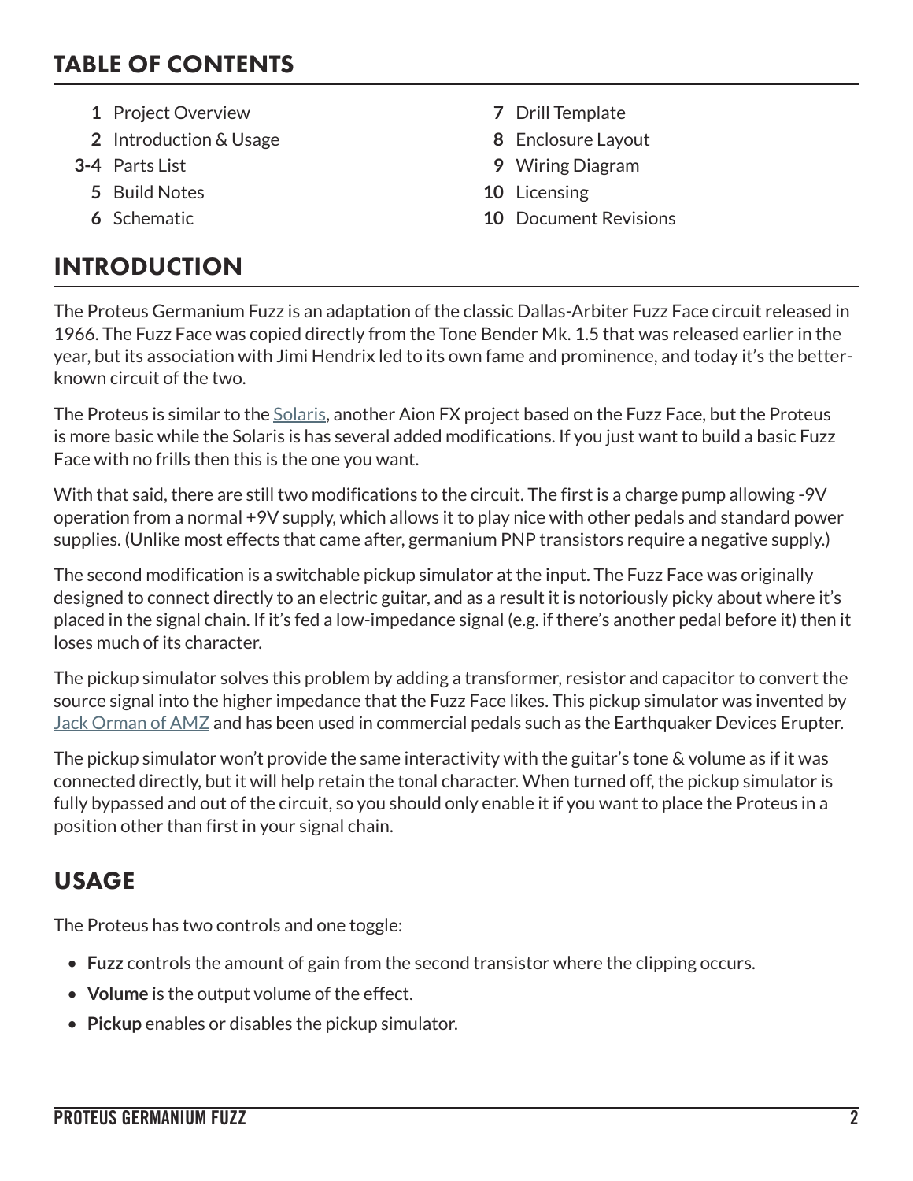## TABLE OF CONTENTS

- **1** Project Overview
- **2** Introduction & Usage
- **3-4** Parts List
- **5** Build Notes
- **6** Schematic
- **7** Drill Template
- **8** Enclosure Layout
- **9** Wiring Diagram
- **10** Licensing
- **10** Document Revisions

## INTRODUCTION

The Proteus Germanium Fuzz is an adaptation of the classic Dallas-Arbiter Fuzz Face circuit released in 1966. The Fuzz Face was copied directly from the Tone Bender Mk. 1.5 that was released earlier in the year, but its association with Jimi Hendrix led to its own fame and prominence, and today it's the better-known circuit of the two.

The Proteus is similar to the Solaris, another Aion FX project based on the Fuzz Face, but the Proteus is more basic while the Solaris is has several added modifications. If you just want to build a basic Fuzz Face with no frills then this is the one you want.

With that said, there are still two modifications to the circuit. The first is a charge pump allowing -9V operation from a normal +9V supply, which allows it to play nice with other pedals and standard power supplies. (Unlike most effects that came after, germanium PNP transistors require a negative supply.)

The second modification is a switchable pickup simulator at the input. The Fuzz Face was originally designed to connect directly to an electric guitar, and as a result it is notoriously picky about where it's placed in the signal chain. If it's fed a low-impedance signal (e.g. if there's another pedal before it) then it loses much of its character.

The pickup simulator solves this problem by adding a transformer, resistor and capacitor to convert the source signal into the higher impedance that the Fuzz Face likes. This pickup simulator was invented by Jack Orman of AMZ and has been used in commercial pedals such as the Earthquaker Devices Erupter.

The pickup simulator won't provide the same interactivity with the guitar's tone & volume as if it was connected directly, but it will help retain the tonal character. When turned off, the pickup simulator is fully bypassed and out of the circuit, so you should only enable it if you want to place the Proteus in a position other than first in your signal chain.

## USAGE

The Proteus has two controls and one toggle:

- **Fuzz** controls the amount of gain from the second transistor where the clipping occurs.
- **Volume** is the output volume of the effect.
- **Pickup** enables or disables the pickup simulator.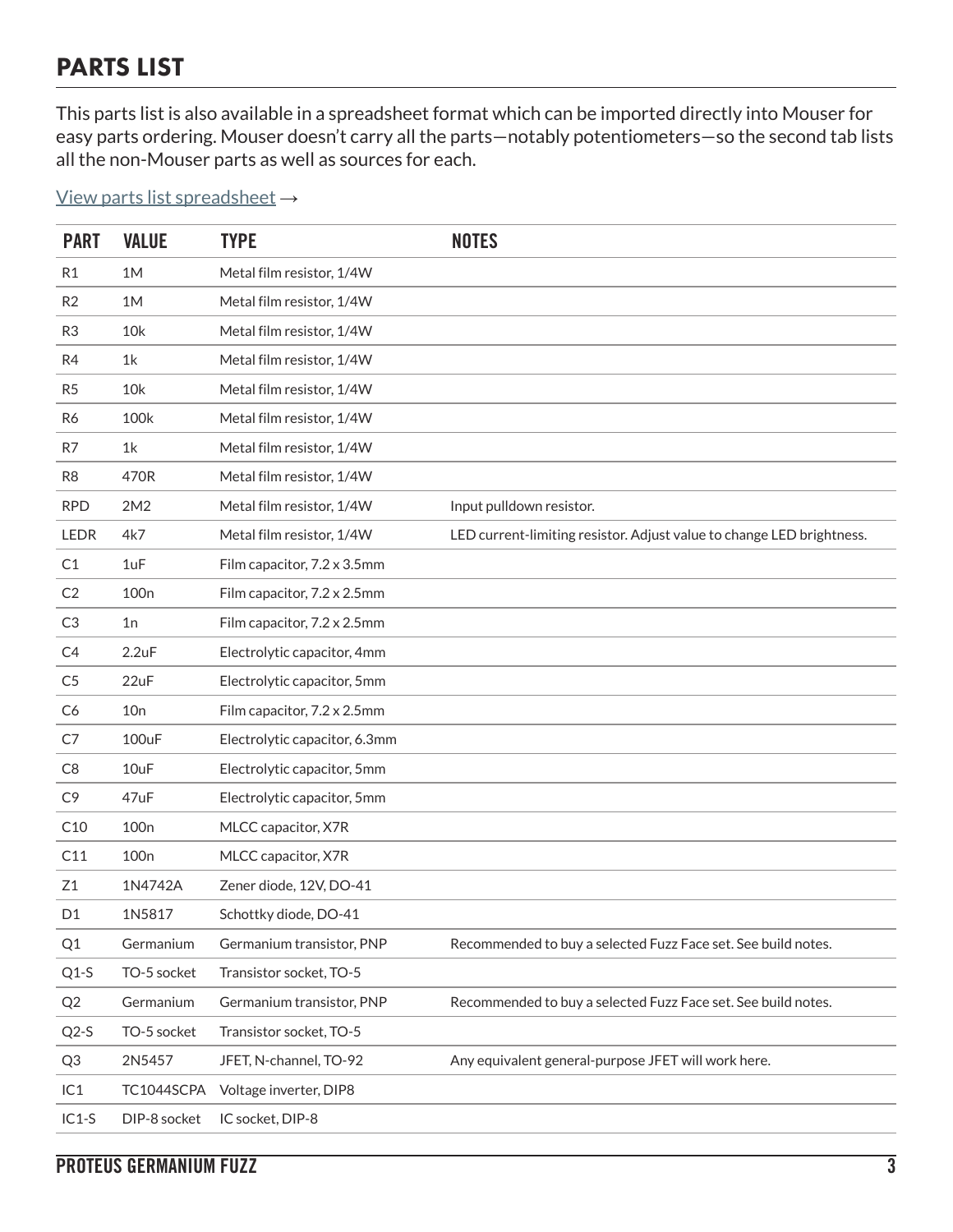## PARTS LIST

This parts list is also available in a spreadsheet format which can be imported directly into Mouser for easy parts ordering. Mouser doesn't carry all the parts—notably potentiometers—so the second tab lists all the non-Mouser parts as well as sources for each.

View parts list spreadsheet →

| PART | VALUE | TYPE | NOTES |
|---|---|---|---|
| R1 | 1M | Metal film resistor, 1/4W | |
| R2 | 1M | Metal film resistor, 1/4W | |
| R3 | 10k | Metal film resistor, 1/4W | |
| R4 | 1k | Metal film resistor, 1/4W | |
| R5 | 10k | Metal film resistor, 1/4W | |
| R6 | 100k | Metal film resistor, 1/4W | |
| R7 | 1k | Metal film resistor, 1/4W | |
| R8 | 470R | Metal film resistor, 1/4W | |
| RPD | 2M2 | Metal film resistor, 1/4W | Input pulldown resistor. |
| LEDR | 4k7 | Metal film resistor, 1/4W | LED current-limiting resistor. Adjust value to change LED brightness. |
| C1 | 1uF | Film capacitor, 7.2 x 3.5mm | |
| C2 | 100n | Film capacitor, 7.2 x 2.5mm | |
| C3 | 1n | Film capacitor, 7.2 x 2.5mm | |
| C4 | 2.2uF | Electrolytic capacitor, 4mm | |
| C5 | 22uF | Electrolytic capacitor, 5mm | |
| C6 | 10n | Film capacitor, 7.2 x 2.5mm | |
| C7 | 100uF | Electrolytic capacitor, 6.3mm | |
| C8 | 10uF | Electrolytic capacitor, 5mm | |
| C9 | 47uF | Electrolytic capacitor, 5mm | |
| C10 | 100n | MLCC capacitor, X7R | |
| C11 | 100n | MLCC capacitor, X7R | |
| Z1 | 1N4742A | Zener diode, 12V, DO-41 | |
| D1 | 1N5817 | Schottky diode, DO-41 | |
| Q1 | Germanium | Germanium transistor, PNP | Recommended to buy a selected Fuzz Face set. See build notes. |
| Q1-S | TO-5 socket | Transistor socket, TO-5 | |
| Q2 | Germanium | Germanium transistor, PNP | Recommended to buy a selected Fuzz Face set. See build notes. |
| Q2-S | TO-5 socket | Transistor socket, TO-5 | |
| Q3 | 2N5457 | JFET, N-channel, TO-92 | Any equivalent general-purpose JFET will work here. |
| IC1 | TC1044SCPA | Voltage inverter, DIP8 | |
| IC1-S | DIP-8 socket | IC socket, DIP-8 | |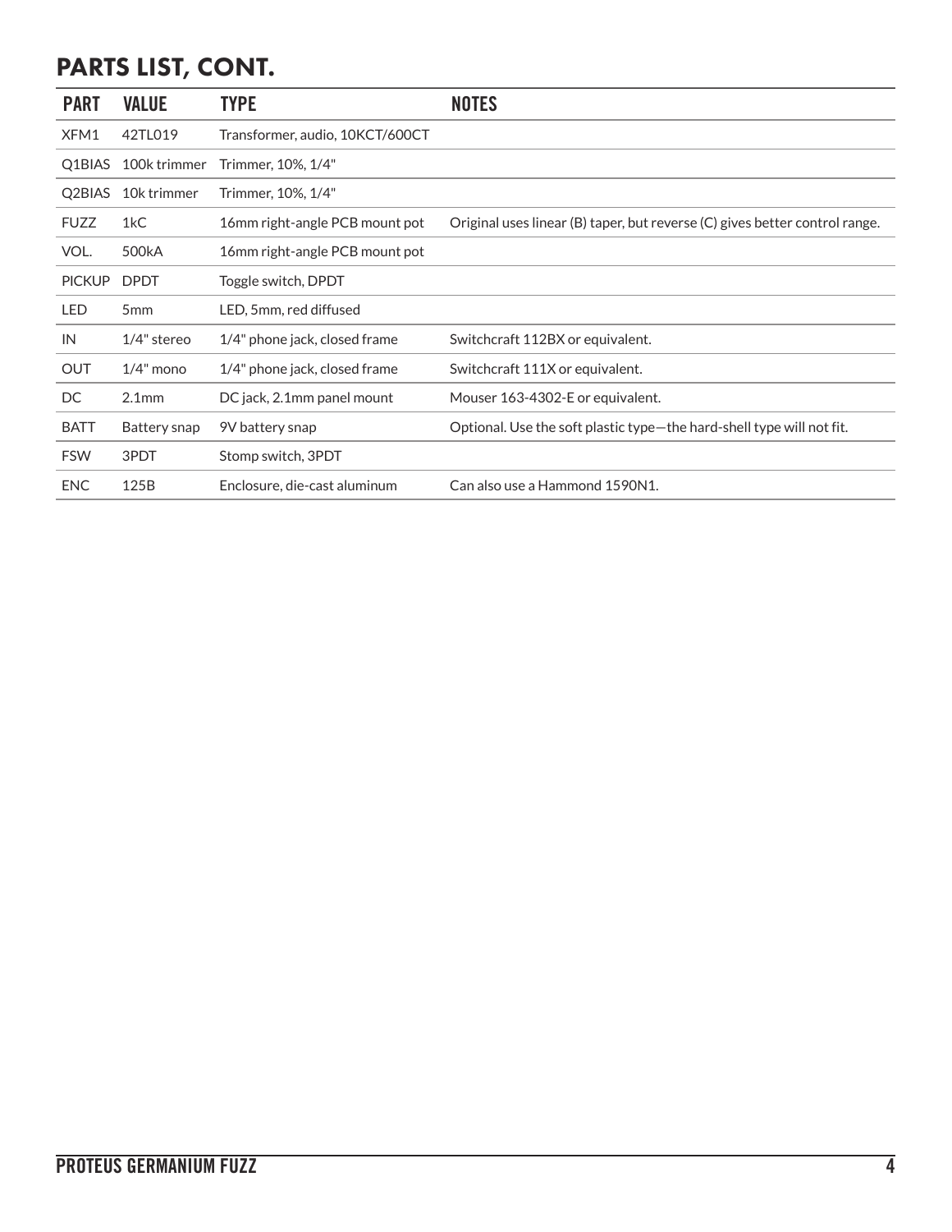## PARTS LIST, CONT.

| PART | VALUE | TYPE | NOTES |
|---|---|---|---|
| XFM1 | 42TL019 | Transformer, audio, 10KCT/600CT | |
| Q1BIAS | 100k trimmer | Trimmer, 10%, 1/4" | |
| Q2BIAS | 10k trimmer | Trimmer, 10%, 1/4" | |
| FUZZ | 1kC | 16mm right-angle PCB mount pot | Original uses linear (B) taper, but reverse (C) gives better control range. |
| VOL. | 500kA | 16mm right-angle PCB mount pot | |
| PICKUP | DPDT | Toggle switch, DPDT | |
| LED | 5mm | LED, 5mm, red diffused | |
| IN | 1/4" stereo | 1/4" phone jack, closed frame | Switchcraft 112BX or equivalent. |
| OUT | 1/4" mono | 1/4" phone jack, closed frame | Switchcraft 111X or equivalent. |
| DC | 2.1mm | DC jack, 2.1mm panel mount | Mouser 163-4302-E or equivalent. |
| BATT | Battery snap | 9V battery snap | Optional. Use the soft plastic type—the hard-shell type will not fit. |
| FSW | 3PDT | Stomp switch, 3PDT | |
| ENC | 125B | Enclosure, die-cast aluminum | Can also use a Hammond 1590N1. |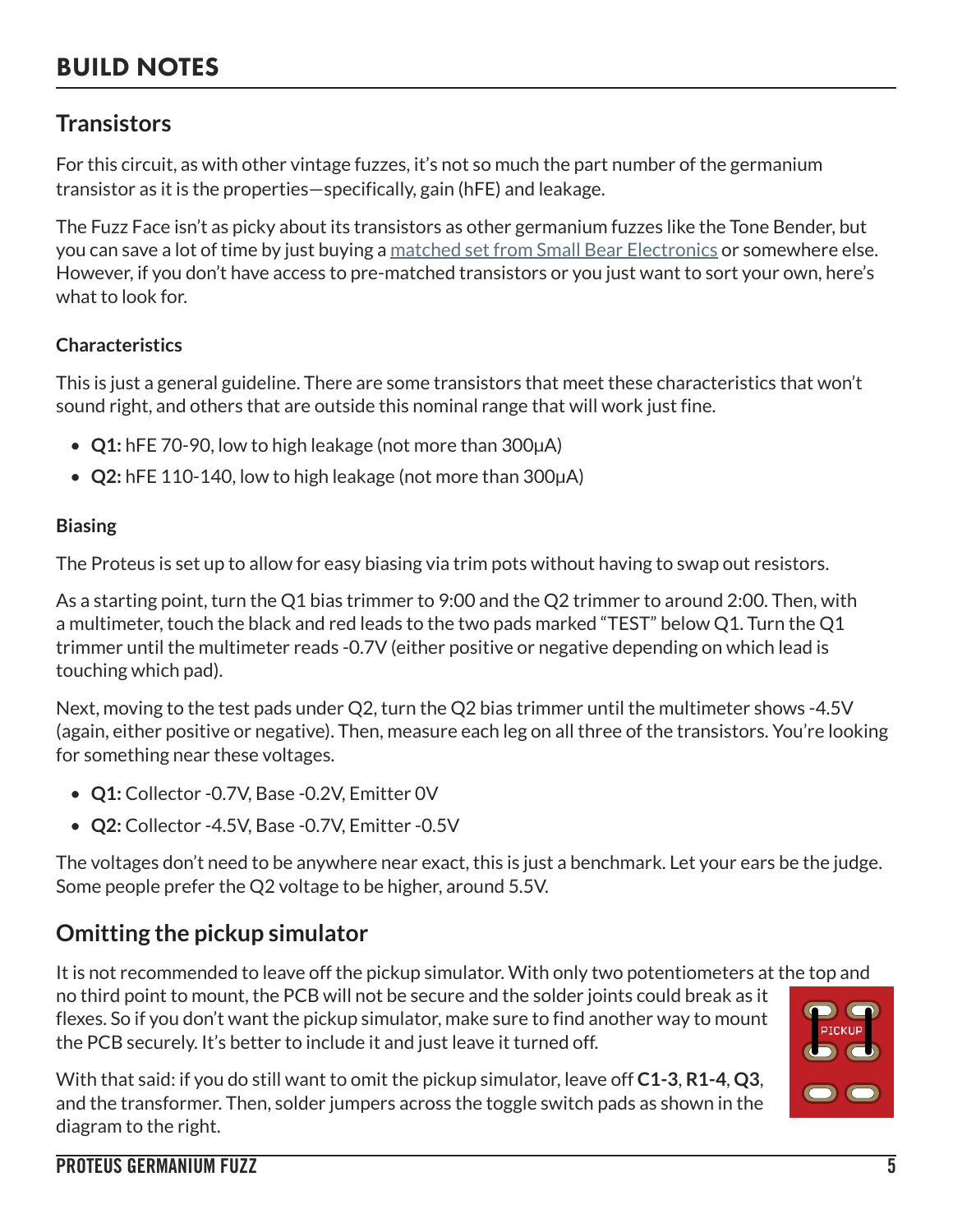# BUILD NOTES

## Transistors

For this circuit, as with other vintage fuzzes, it's not so much the part number of the germanium transistor as it is the properties—specifically, gain (hFE) and leakage.

The Fuzz Face isn't as picky about its transistors as other germanium fuzzes like the Tone Bender, but you can save a lot of time by just buying a matched set from Small Bear Electronics or somewhere else. However, if you don't have access to pre-matched transistors or you just want to sort your own, here's what to look for.

### Characteristics

This is just a general guideline. There are some transistors that meet these characteristics that won't sound right, and others that are outside this nominal range that will work just fine.

- **Q1:** hFE 70-90, low to high leakage (not more than 300µA)
- **Q2:** hFE 110-140, low to high leakage (not more than 300µA)

### Biasing

The Proteus is set up to allow for easy biasing via trim pots without having to swap out resistors.

As a starting point, turn the Q1 bias trimmer to 9:00 and the Q2 trimmer to around 2:00. Then, with a multimeter, touch the black and red leads to the two pads marked "TEST" below Q1. Turn the Q1 trimmer until the multimeter reads -0.7V (either positive or negative depending on which lead is touching which pad).

Next, moving to the test pads under Q2, turn the Q2 bias trimmer until the multimeter shows -4.5V (again, either positive or negative). Then, measure each leg on all three of the transistors. You're looking for something near these voltages.

- **Q1:** Collector -0.7V, Base -0.2V, Emitter 0V
- **Q2:** Collector -4.5V, Base -0.7V, Emitter -0.5V

The voltages don't need to be anywhere near exact, this is just a benchmark. Let your ears be the judge. Some people prefer the Q2 voltage to be higher, around 5.5V.

## Omitting the pickup simulator

It is not recommended to leave off the pickup simulator. With only two potentiometers at the top and no third point to mount, the PCB will not be secure and the solder joints could break as it flexes. So if you don't want the pickup simulator, make sure to find another way to mount the PCB securely. It's better to include it and just leave it turned off.

With that said: if you do still want to omit the pickup simulator, leave off **C1-3**, **R1-4**, **Q3**, and the transformer. Then, solder jumpers across the toggle switch pads as shown in the diagram to the right.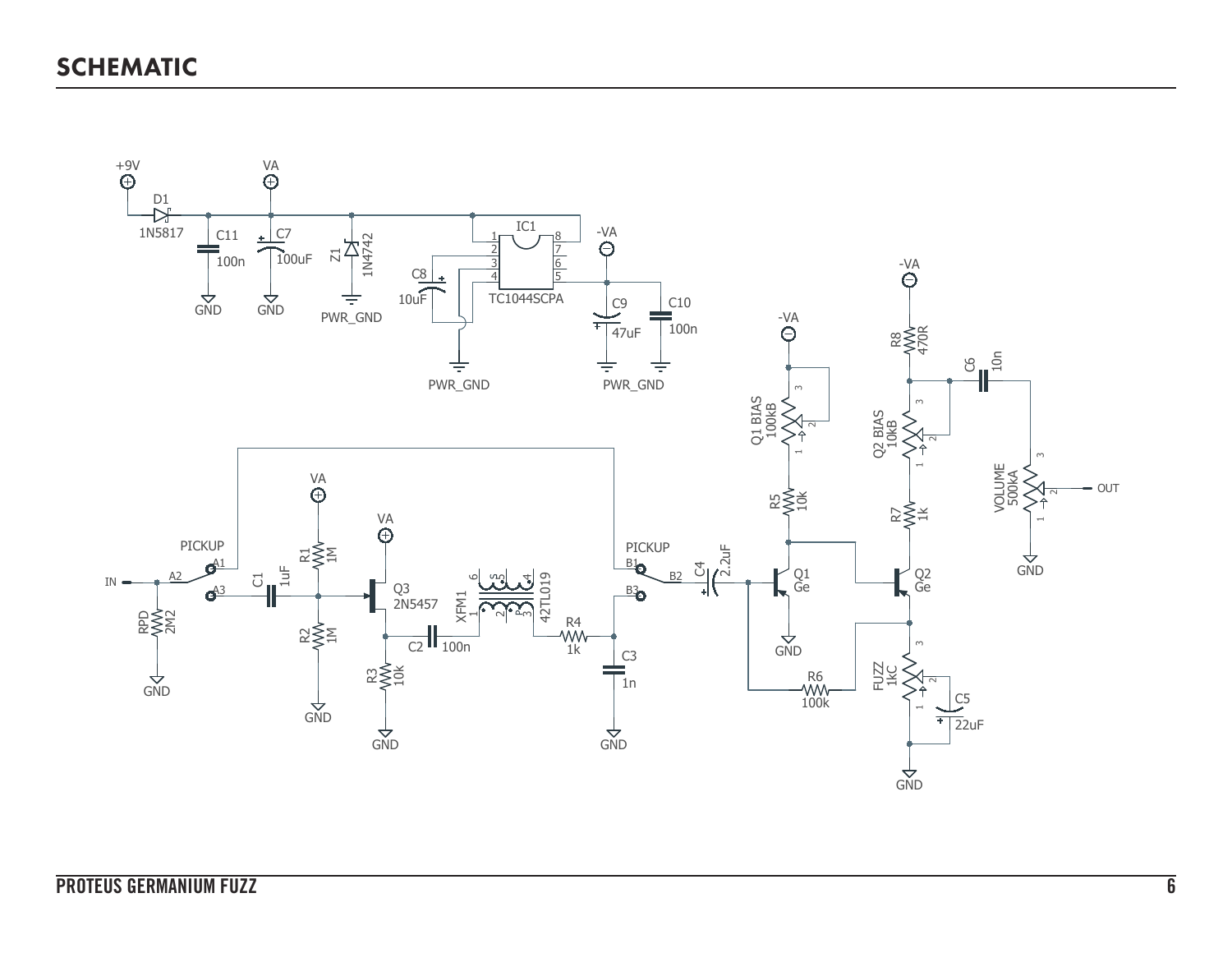# SCHEMATIC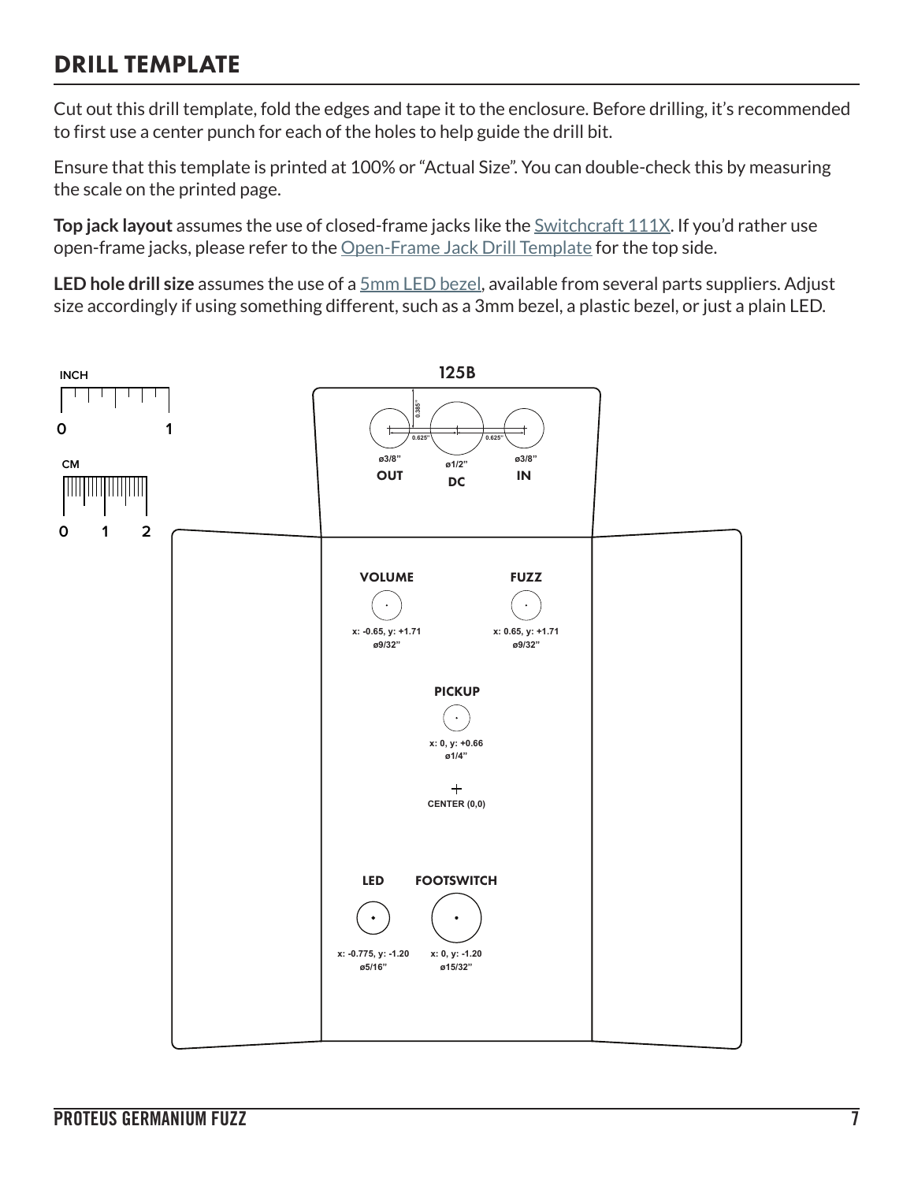## DRILL TEMPLATE

Cut out this drill template, fold the edges and tape it to the enclosure. Before drilling, it's recommended to first use a center punch for each of the holes to help guide the drill bit.

Ensure that this template is printed at 100% or "Actual Size". You can double-check this by measuring the scale on the printed page.

**Top jack layout** assumes the use of closed-frame jacks like the Switchcraft 111X. If you'd rather use open-frame jacks, please refer to the Open-Frame Jack Drill Template for the top side.

**LED hole drill size** assumes the use of a 5mm LED bezel, available from several parts suppliers. Adjust size accordingly if using something different, such as a 3mm bezel, a plastic bezel, or just a plain LED.

INCH
0 1

CM
0 1 2

125B

0.385"
0.625" 0.625"

ø3/8"
OUT

ø1/2"
DC

ø3/8"
IN

VOLUME
x: -0.65, y: +1.71
ø9/32"

FUZZ
x: 0.65, y: +1.71
ø9/32"

PICKUP
x: 0, y: +0.66
ø1/4"

CENTER (0,0)

LED
x: -0.775, y: -1.20
ø5/16"

FOOTSWITCH
x: 0, y: -1.20
ø15/32"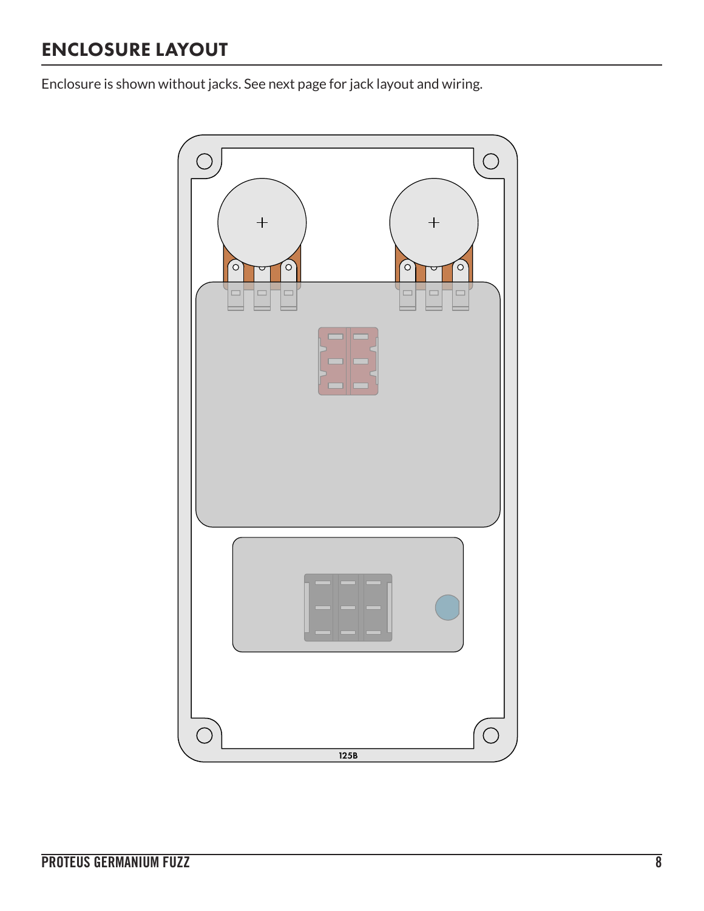## ENCLOSURE LAYOUT

Enclosure is shown without jacks. See next page for jack layout and wiring.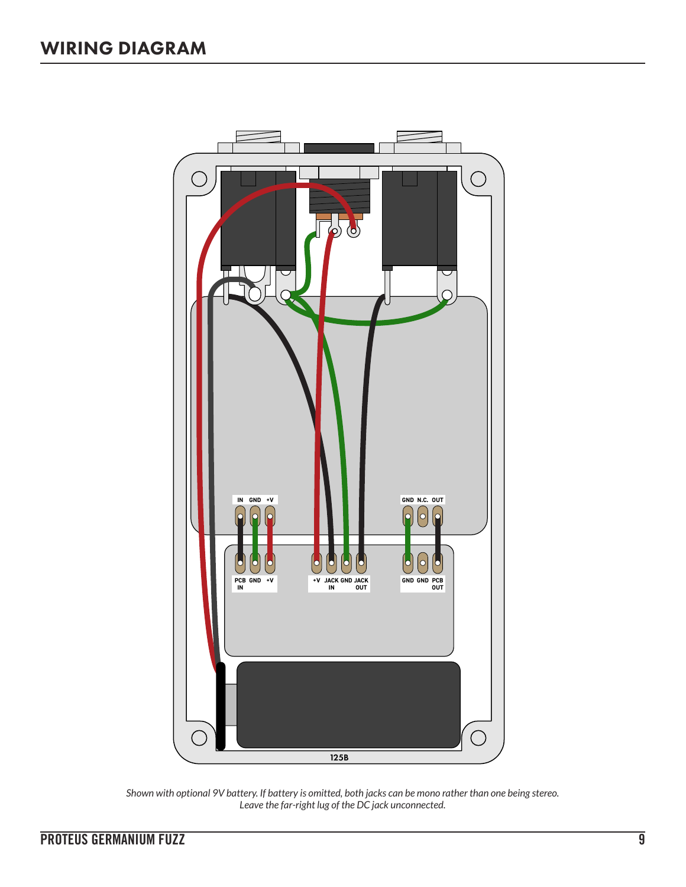## WIRING DIAGRAM

*Shown with optional 9V battery. If battery is omitted, both jacks can be mono rather than one being stereo. Leave the far-right lug of the DC jack unconnected.*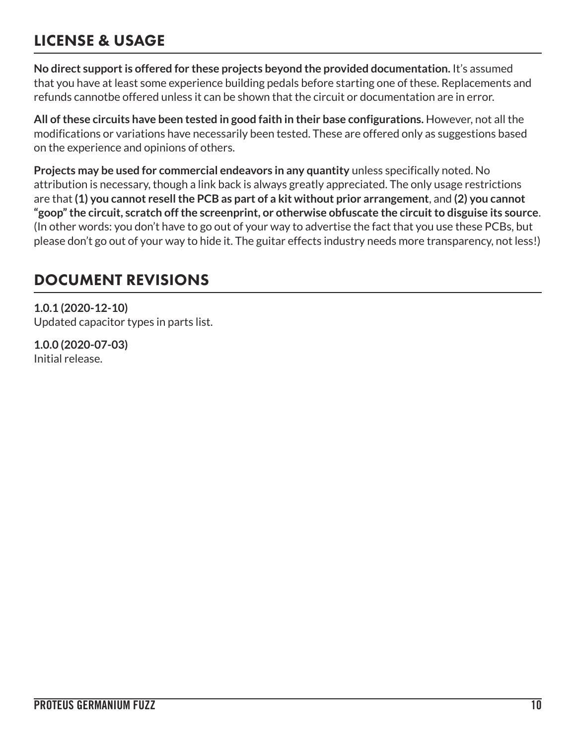## LICENSE & USAGE

**No direct support is offered for these projects beyond the provided documentation.** It's assumed that you have at least some experience building pedals before starting one of these. Replacements and refunds cannotbe offered unless it can be shown that the circuit or documentation are in error.

**All of these circuits have been tested in good faith in their base configurations.** However, not all the modifications or variations have necessarily been tested. These are offered only as suggestions based on the experience and opinions of others.

**Projects may be used for commercial endeavors in any quantity** unless specifically noted. No attribution is necessary, though a link back is always greatly appreciated. The only usage restrictions are that **(1) you cannot resell the PCB as part of a kit without prior arrangement**, and **(2) you cannot "goop" the circuit, scratch off the screenprint, or otherwise obfuscate the circuit to disguise its source**. (In other words: you don't have to go out of your way to advertise the fact that you use these PCBs, but please don't go out of your way to hide it. The guitar effects industry needs more transparency, not less!)

## DOCUMENT REVISIONS

**1.0.1 (2020-12-10)**
Updated capacitor types in parts list.

**1.0.0 (2020-07-03)**
Initial release.